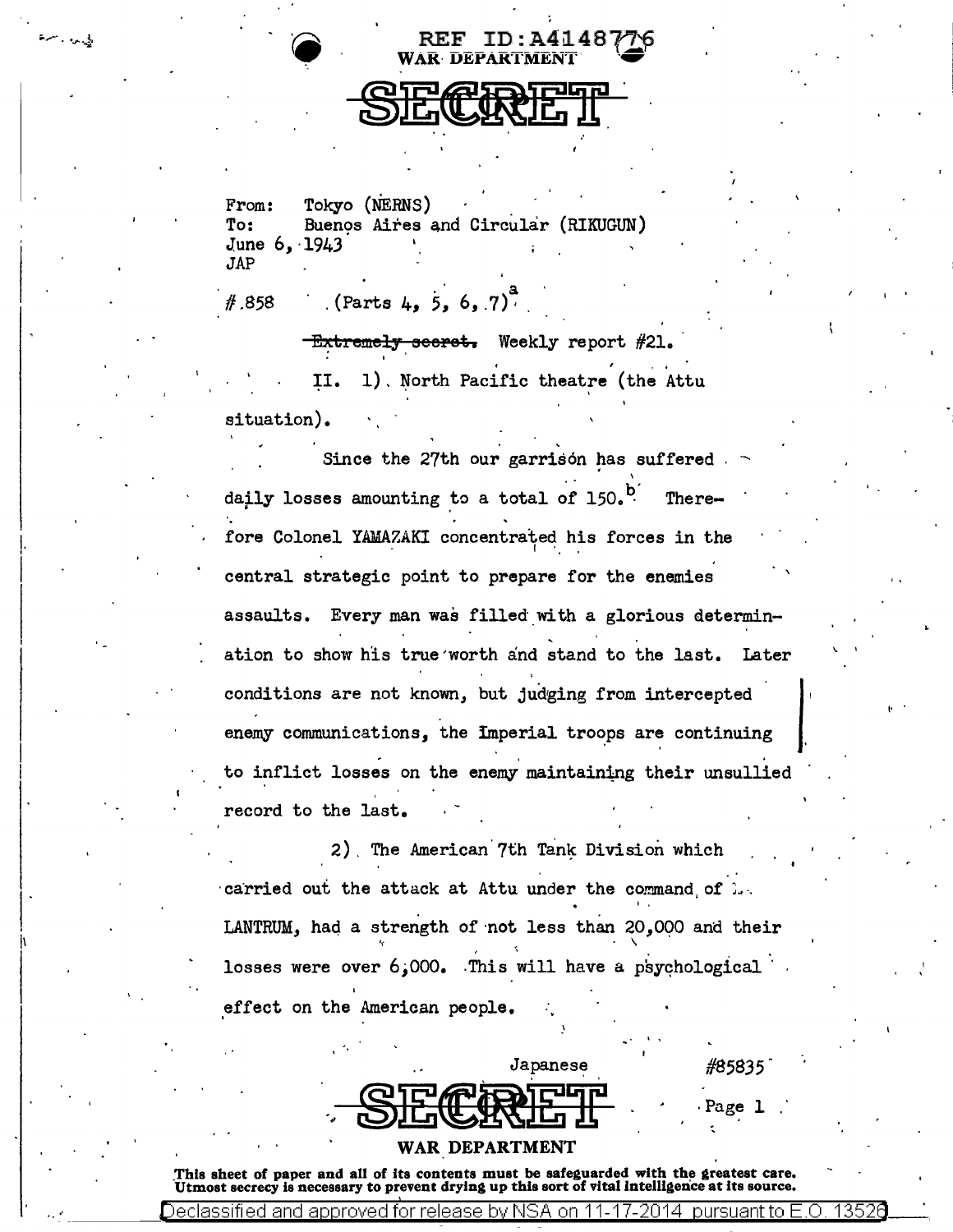REF ID:A4148776

WAR DEPARTMENT

SECRET

From: Tokyo (NERNS)
To: Buenos Aires and Circular (RIKUGUN)
June 6, 1943
JAP

#858 (Parts 4, 5, 6, 7)[a]

~~Extremely secret.~~ Weekly report #21.

II. 1). North Pacific theatre (the Attu situation).

Since the 27th our garrison has suffered daily losses amounting to a total of 150.[b] Therefore Colonel YAMAZAKI concentrated his forces in the central strategic point to prepare for the enemies assaults. Every man was filled with a glorious determination to show his true worth and stand to the last. Later conditions are not known, but judging from intercepted enemy communications, the Imperial troops are continuing to inflict losses on the enemy maintaining their unsullied record to the last.

2). The American 7th Tank Division which carried out the attack at Attu under the command of ... LANTRUM, had a strength of not less than 20,000 and their losses were over 6,000. This will have a psychological effect on the American people.

Japanese #85835

SECRET

WAR DEPARTMENT

This sheet of paper and all of its contents must be safeguarded with the greatest care. Utmost secrecy is necessary to prevent drying up this sort of vital intelligence at its source.

Declassified and approved for release by NSA on 11-17-2014 pursuant to E.O. 13526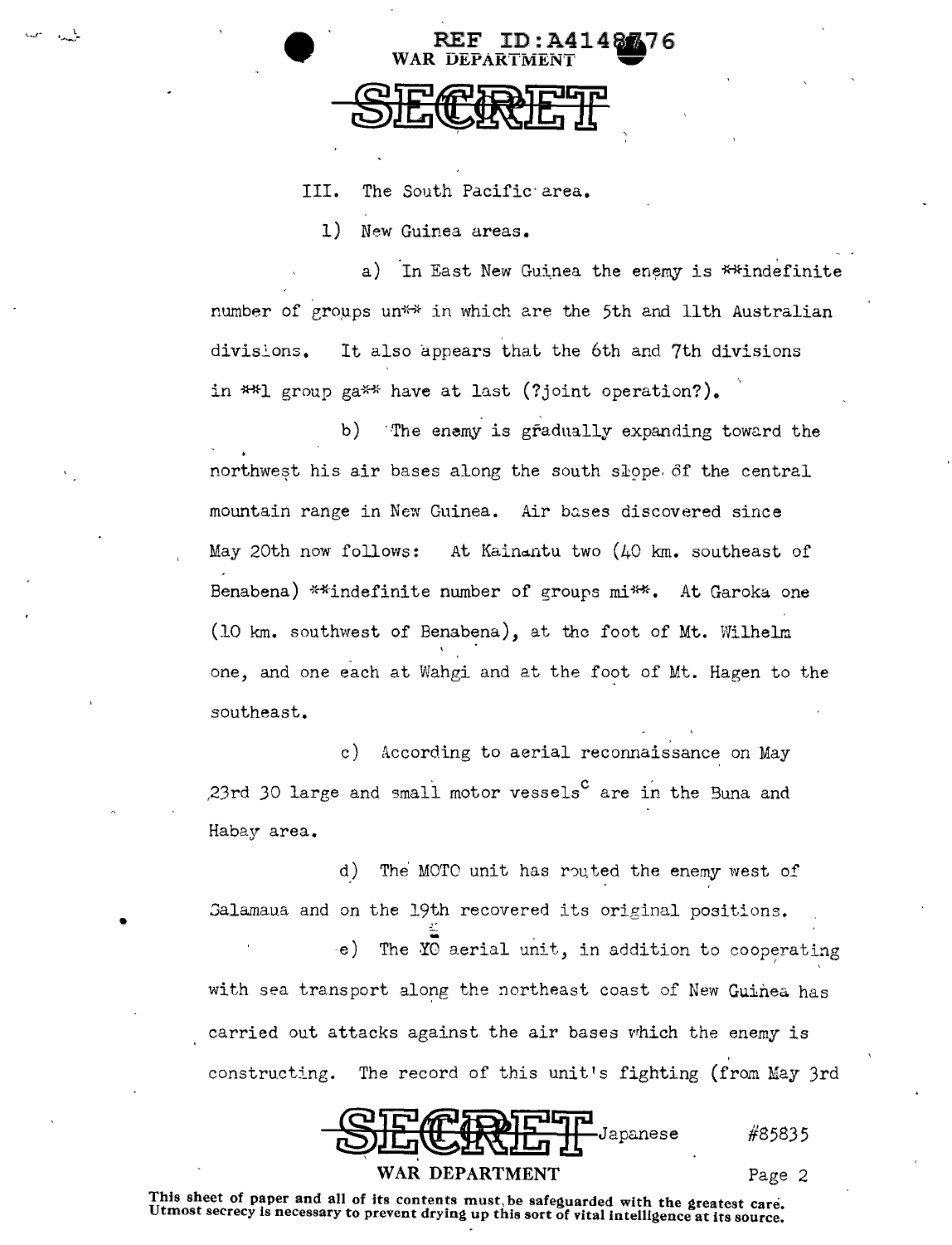III. The South Pacific area.

1) New Guinea areas.

a) In East New Guinea the enemy is **indefinite number of groups un** in which are the 5th and 11th Australian divisions. It also appears that the 6th and 7th divisions in **1 group ga** have at last (?joint operation?).

b) The enemy is gradually expanding toward the northwest his air bases along the south slope of the central mountain range in New Guinea. Air bases discovered since May 20th now follows: At Kainantu two (40 km. southeast of Benabena) **indefinite number of groups mi**. At Garoka one (10 km. southwest of Benabena), at the foot of Mt. Wilhelm one, and one each at Wahgi and at the foot of Mt. Hagen to the southeast.

c) According to aerial reconnaissance on May 23rd 30 large and small motor vessels[c] are in the Buna and Habay area.

d) The MOTO unit has routed the enemy west of Salamaua and on the 19th recovered its original positions.

e) The YO aerial unit, in addition to cooperating with sea transport along the northeast coast of New Guinea has carried out attacks against the air bases which the enemy is constructing. The record of this unit's fighting (from May 3rd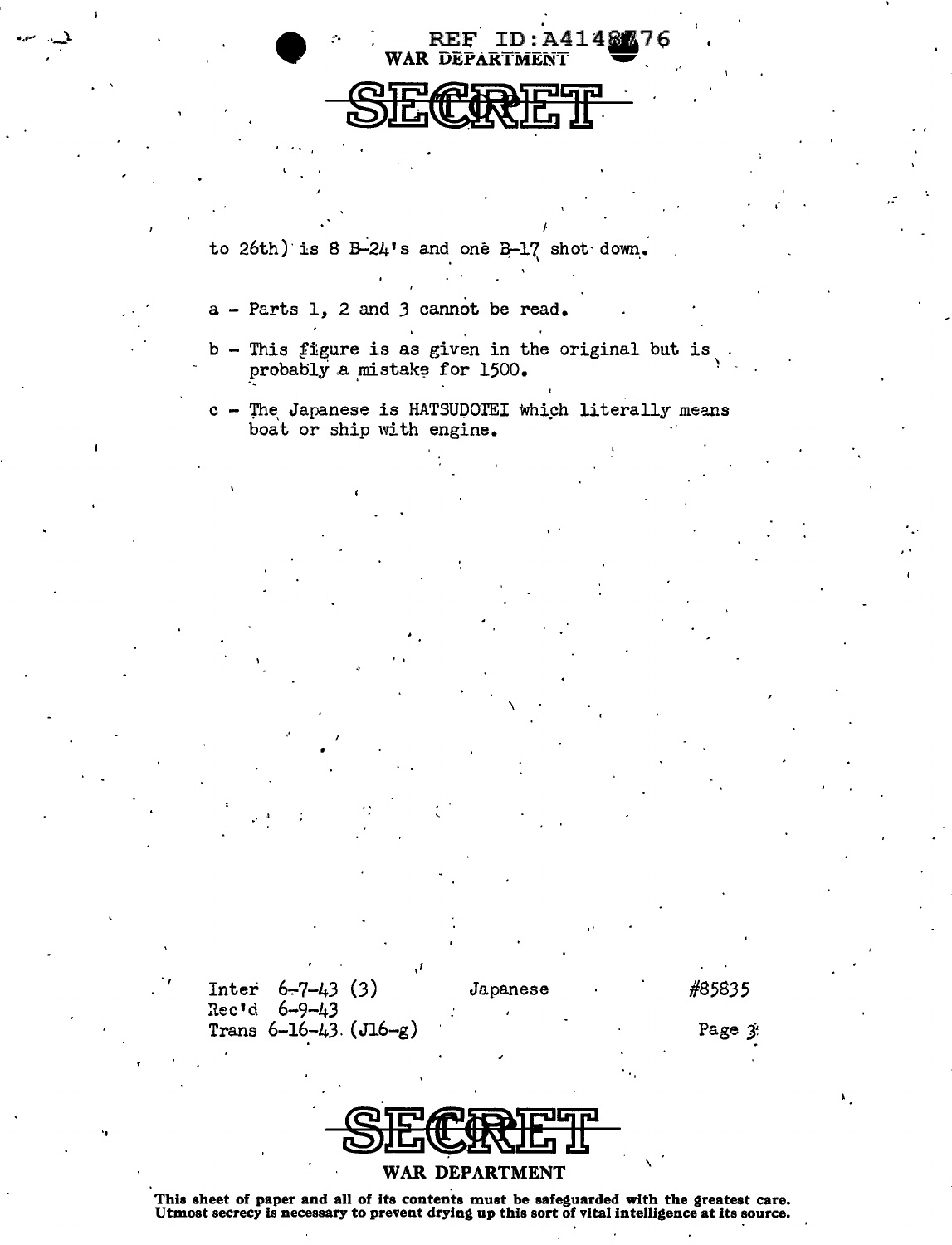to 26th) is 8 B-24's and one B-17 shot down.

a - Parts 1, 2 and 3 cannot be read.

b - This figure is as given in the original but is probably a mistake for 1500.

c - The Japanese is HATSUDOTEI which literally means boat or ship with engine.

Inter 6-7-43 (3)  
Rec'd 6-9-43  
Trans 6-16-43 (J16-g)

Japanese

#85835